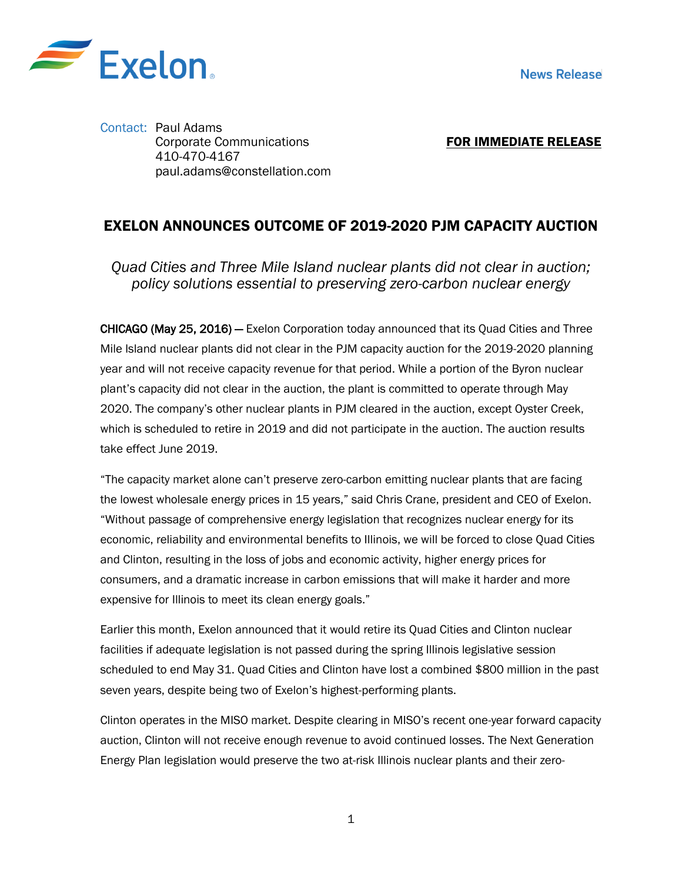Exelon

News Release

Contact: Paul Adams
Corporate Communications
410-470-4167
paul.adams@constellation.com

**FOR IMMEDIATE RELEASE**

# EXELON ANNOUNCES OUTCOME OF 2019-2020 PJM CAPACITY AUCTION

*Quad Cities and Three Mile Island nuclear plants did not clear in auction; policy solutions essential to preserving zero-carbon nuclear energy*

**CHICAGO (May 25, 2016)** — Exelon Corporation today announced that its Quad Cities and Three Mile Island nuclear plants did not clear in the PJM capacity auction for the 2019-2020 planning year and will not receive capacity revenue for that period. While a portion of the Byron nuclear plant's capacity did not clear in the auction, the plant is committed to operate through May 2020. The company's other nuclear plants in PJM cleared in the auction, except Oyster Creek, which is scheduled to retire in 2019 and did not participate in the auction. The auction results take effect June 2019.

"The capacity market alone can't preserve zero-carbon emitting nuclear plants that are facing the lowest wholesale energy prices in 15 years," said Chris Crane, president and CEO of Exelon. "Without passage of comprehensive energy legislation that recognizes nuclear energy for its economic, reliability and environmental benefits to Illinois, we will be forced to close Quad Cities and Clinton, resulting in the loss of jobs and economic activity, higher energy prices for consumers, and a dramatic increase in carbon emissions that will make it harder and more expensive for Illinois to meet its clean energy goals."

Earlier this month, Exelon announced that it would retire its Quad Cities and Clinton nuclear facilities if adequate legislation is not passed during the spring Illinois legislative session scheduled to end May 31. Quad Cities and Clinton have lost a combined $800 million in the past seven years, despite being two of Exelon's highest-performing plants.

Clinton operates in the MISO market. Despite clearing in MISO's recent one-year forward capacity auction, Clinton will not receive enough revenue to avoid continued losses. The Next Generation Energy Plan legislation would preserve the two at-risk Illinois nuclear plants and their zero-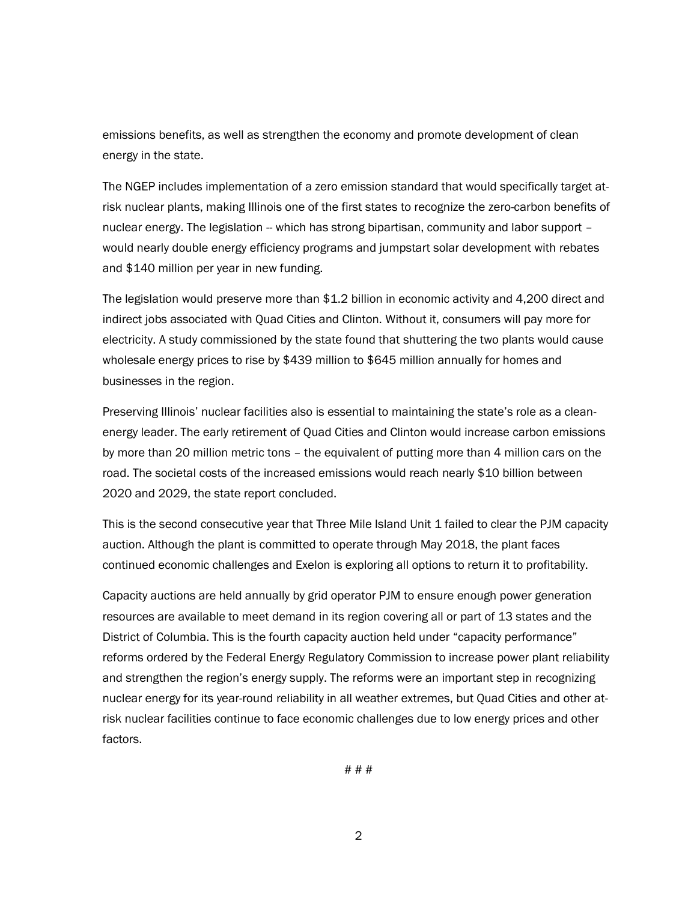emissions benefits, as well as strengthen the economy and promote development of clean energy in the state.

The NGEP includes implementation of a zero emission standard that would specifically target at-risk nuclear plants, making Illinois one of the first states to recognize the zero-carbon benefits of nuclear energy. The legislation -- which has strong bipartisan, community and labor support – would nearly double energy efficiency programs and jumpstart solar development with rebates and $140 million per year in new funding.

The legislation would preserve more than $1.2 billion in economic activity and 4,200 direct and indirect jobs associated with Quad Cities and Clinton. Without it, consumers will pay more for electricity. A study commissioned by the state found that shuttering the two plants would cause wholesale energy prices to rise by $439 million to $645 million annually for homes and businesses in the region.

Preserving Illinois' nuclear facilities also is essential to maintaining the state's role as a clean-energy leader. The early retirement of Quad Cities and Clinton would increase carbon emissions by more than 20 million metric tons – the equivalent of putting more than 4 million cars on the road. The societal costs of the increased emissions would reach nearly $10 billion between 2020 and 2029, the state report concluded.

This is the second consecutive year that Three Mile Island Unit 1 failed to clear the PJM capacity auction. Although the plant is committed to operate through May 2018, the plant faces continued economic challenges and Exelon is exploring all options to return it to profitability.

Capacity auctions are held annually by grid operator PJM to ensure enough power generation resources are available to meet demand in its region covering all or part of 13 states and the District of Columbia. This is the fourth capacity auction held under "capacity performance" reforms ordered by the Federal Energy Regulatory Commission to increase power plant reliability and strengthen the region's energy supply. The reforms were an important step in recognizing nuclear energy for its year-round reliability in all weather extremes, but Quad Cities and other at-risk nuclear facilities continue to face economic challenges due to low energy prices and other factors.

# # #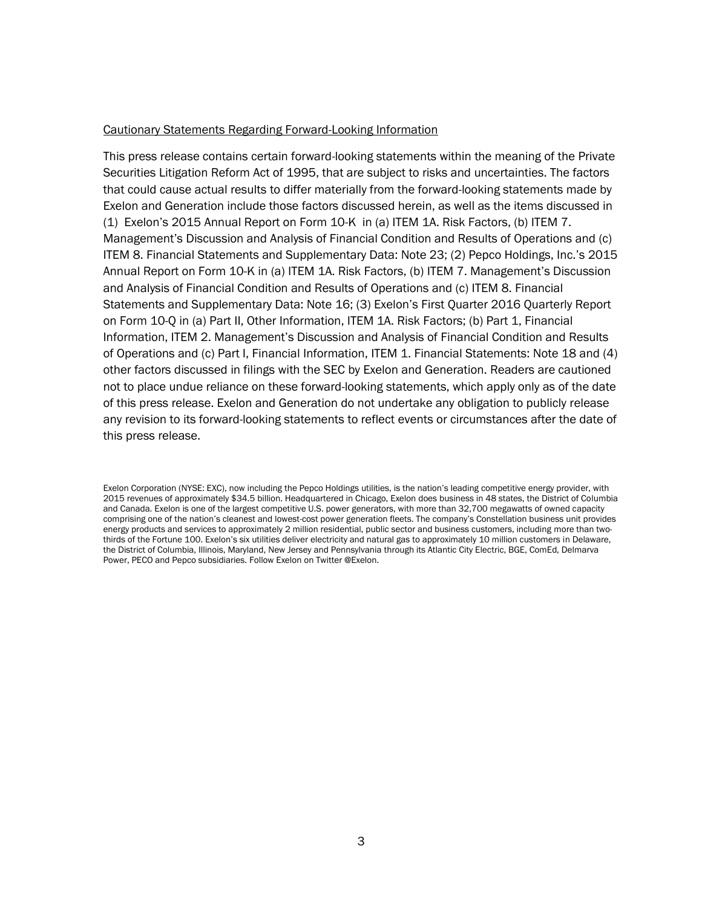Cautionary Statements Regarding Forward-Looking Information

This press release contains certain forward-looking statements within the meaning of the Private Securities Litigation Reform Act of 1995, that are subject to risks and uncertainties. The factors that could cause actual results to differ materially from the forward-looking statements made by Exelon and Generation include those factors discussed herein, as well as the items discussed in (1) Exelon's 2015 Annual Report on Form 10-K in (a) ITEM 1A. Risk Factors, (b) ITEM 7. Management's Discussion and Analysis of Financial Condition and Results of Operations and (c) ITEM 8. Financial Statements and Supplementary Data: Note 23; (2) Pepco Holdings, Inc.'s 2015 Annual Report on Form 10-K in (a) ITEM 1A. Risk Factors, (b) ITEM 7. Management's Discussion and Analysis of Financial Condition and Results of Operations and (c) ITEM 8. Financial Statements and Supplementary Data: Note 16; (3) Exelon's First Quarter 2016 Quarterly Report on Form 10-Q in (a) Part II, Other Information, ITEM 1A. Risk Factors; (b) Part 1, Financial Information, ITEM 2. Management's Discussion and Analysis of Financial Condition and Results of Operations and (c) Part I, Financial Information, ITEM 1. Financial Statements: Note 18 and (4) other factors discussed in filings with the SEC by Exelon and Generation. Readers are cautioned not to place undue reliance on these forward-looking statements, which apply only as of the date of this press release. Exelon and Generation do not undertake any obligation to publicly release any revision to its forward-looking statements to reflect events or circumstances after the date of this press release.

Exelon Corporation (NYSE: EXC), now including the Pepco Holdings utilities, is the nation's leading competitive energy provider, with 2015 revenues of approximately $34.5 billion. Headquartered in Chicago, Exelon does business in 48 states, the District of Columbia and Canada. Exelon is one of the largest competitive U.S. power generators, with more than 32,700 megawatts of owned capacity comprising one of the nation's cleanest and lowest-cost power generation fleets. The company's Constellation business unit provides energy products and services to approximately 2 million residential, public sector and business customers, including more than two-thirds of the Fortune 100. Exelon's six utilities deliver electricity and natural gas to approximately 10 million customers in Delaware, the District of Columbia, Illinois, Maryland, New Jersey and Pennsylvania through its Atlantic City Electric, BGE, ComEd, Delmarva Power, PECO and Pepco subsidiaries. Follow Exelon on Twitter @Exelon.